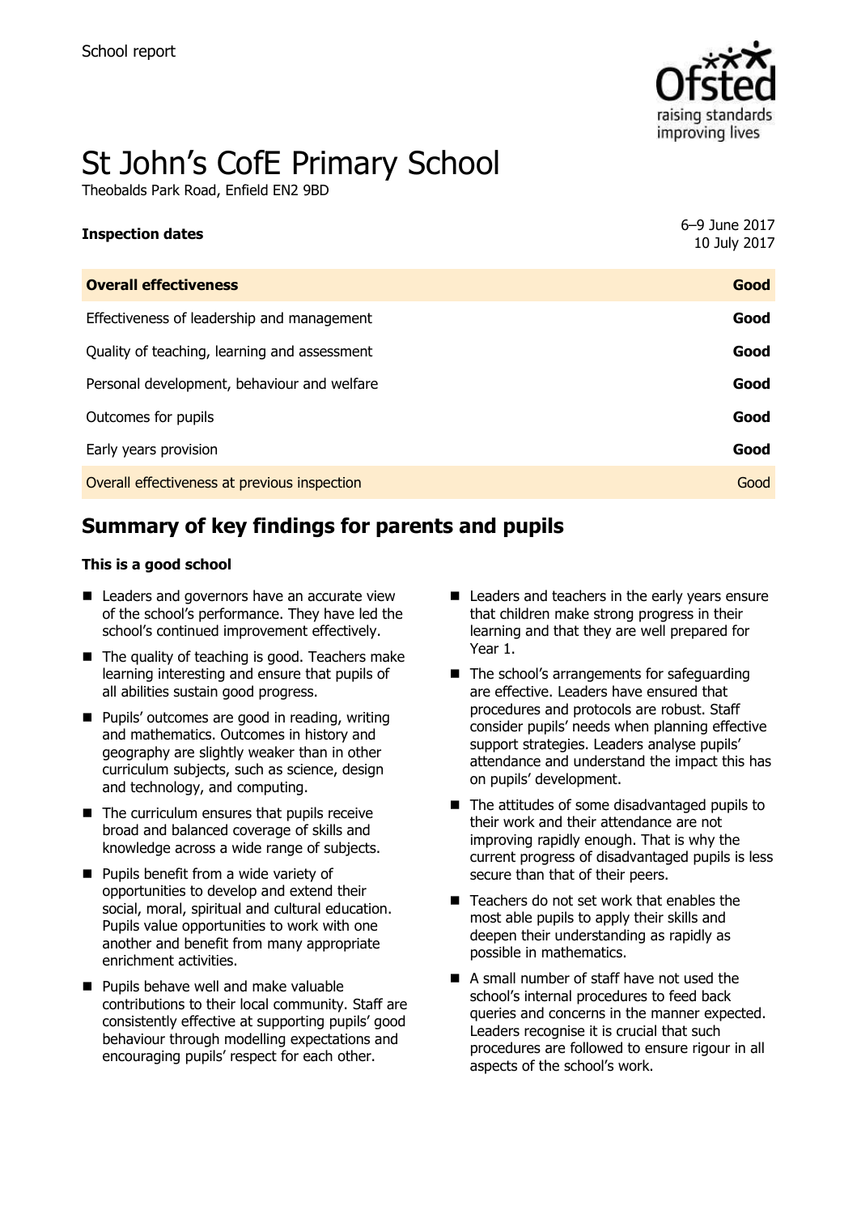School report

# St John's CofE Primary School

Theobalds Park Road, Enfield EN2 9BD

| **Inspection dates** | 6–9 June 2017<br>10 July 2017 |
|---|---|
| **Overall effectiveness** | **Good** |
| Effectiveness of leadership and management | **Good** |
| Quality of teaching, learning and assessment | **Good** |
| Personal development, behaviour and welfare | **Good** |
| Outcomes for pupils | **Good** |
| Early years provision | **Good** |
| Overall effectiveness at previous inspection | Good |

## Summary of key findings for parents and pupils

**This is a good school**

- Leaders and governors have an accurate view of the school's performance. They have led the school's continued improvement effectively.
- The quality of teaching is good. Teachers make learning interesting and ensure that pupils of all abilities sustain good progress.
- Pupils' outcomes are good in reading, writing and mathematics. Outcomes in history and geography are slightly weaker than in other curriculum subjects, such as science, design and technology, and computing.
- The curriculum ensures that pupils receive broad and balanced coverage of skills and knowledge across a wide range of subjects.
- Pupils benefit from a wide variety of opportunities to develop and extend their social, moral, spiritual and cultural education. Pupils value opportunities to work with one another and benefit from many appropriate enrichment activities.
- Pupils behave well and make valuable contributions to their local community. Staff are consistently effective at supporting pupils' good behaviour through modelling expectations and encouraging pupils' respect for each other.
- Leaders and teachers in the early years ensure that children make strong progress in their learning and that they are well prepared for Year 1.
- The school's arrangements for safeguarding are effective. Leaders have ensured that procedures and protocols are robust. Staff consider pupils' needs when planning effective support strategies. Leaders analyse pupils' attendance and understand the impact this has on pupils' development.
- The attitudes of some disadvantaged pupils to their work and their attendance are not improving rapidly enough. That is why the current progress of disadvantaged pupils is less secure than that of their peers.
- Teachers do not set work that enables the most able pupils to apply their skills and deepen their understanding as rapidly as possible in mathematics.
- A small number of staff have not used the school's internal procedures to feed back queries and concerns in the manner expected. Leaders recognise it is crucial that such procedures are followed to ensure rigour in all aspects of the school's work.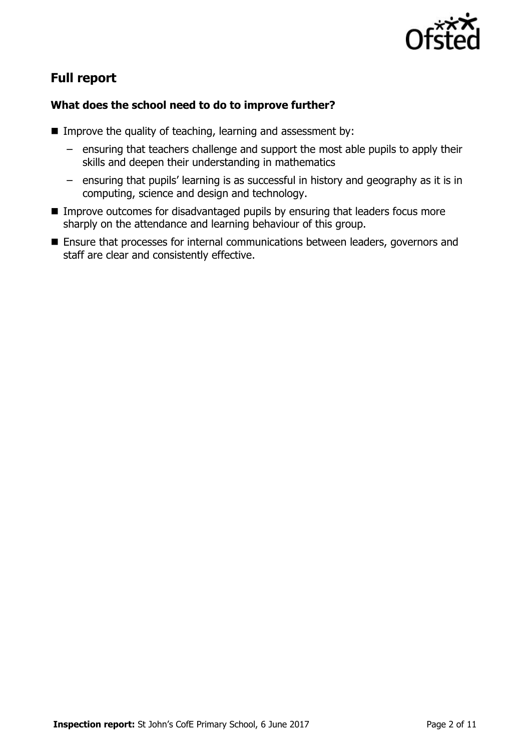## Full report

### What does the school need to do to improve further?

- Improve the quality of teaching, learning and assessment by:
  - ensuring that teachers challenge and support the most able pupils to apply their skills and deepen their understanding in mathematics
  - ensuring that pupils' learning is as successful in history and geography as it is in computing, science and design and technology.
- Improve outcomes for disadvantaged pupils by ensuring that leaders focus more sharply on the attendance and learning behaviour of this group.
- Ensure that processes for internal communications between leaders, governors and staff are clear and consistently effective.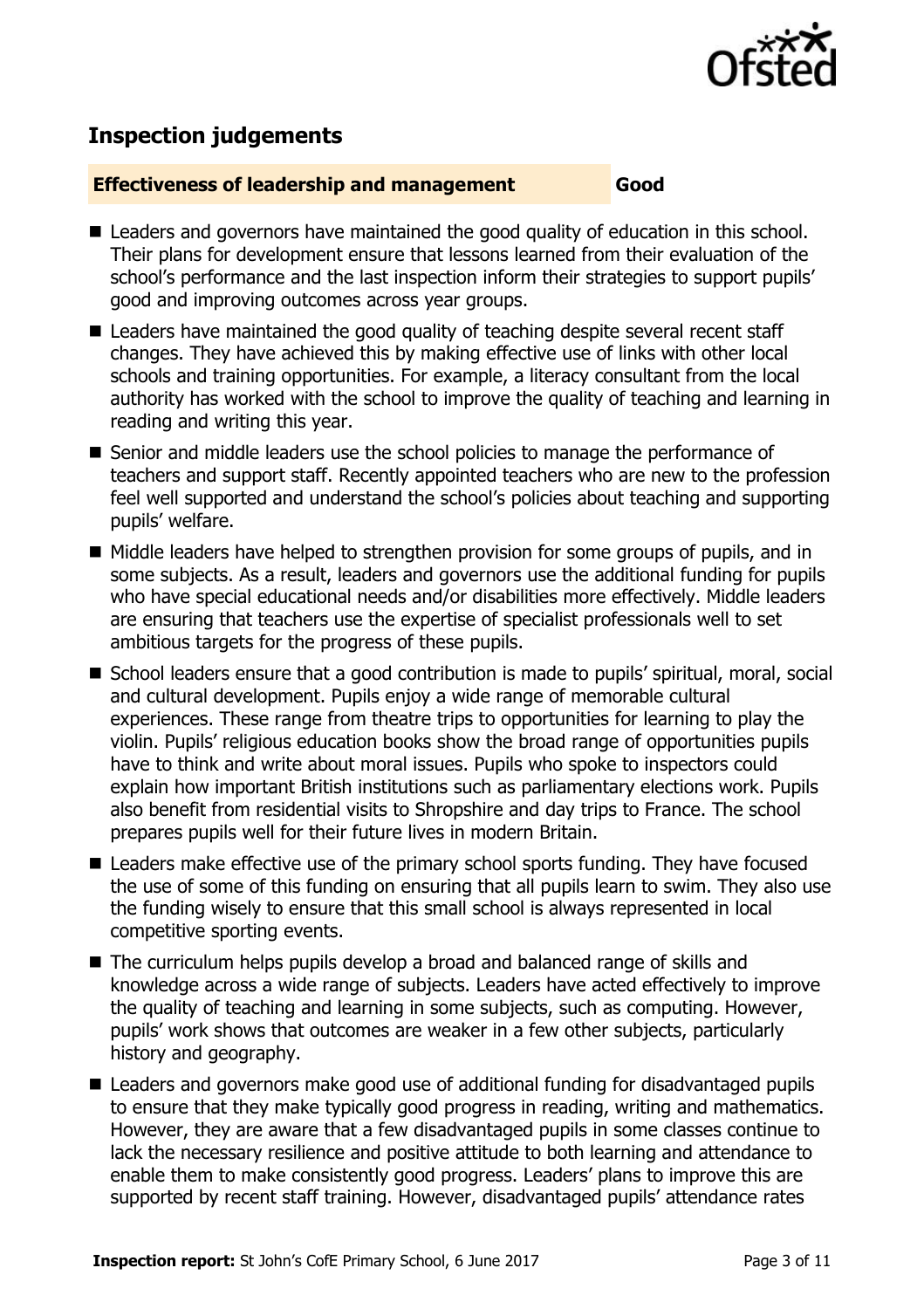## Inspection judgements

**Effectiveness of leadership and management** **Good**

- Leaders and governors have maintained the good quality of education in this school. Their plans for development ensure that lessons learned from their evaluation of the school's performance and the last inspection inform their strategies to support pupils' good and improving outcomes across year groups.
- Leaders have maintained the good quality of teaching despite several recent staff changes. They have achieved this by making effective use of links with other local schools and training opportunities. For example, a literacy consultant from the local authority has worked with the school to improve the quality of teaching and learning in reading and writing this year.
- Senior and middle leaders use the school policies to manage the performance of teachers and support staff. Recently appointed teachers who are new to the profession feel well supported and understand the school's policies about teaching and supporting pupils' welfare.
- Middle leaders have helped to strengthen provision for some groups of pupils, and in some subjects. As a result, leaders and governors use the additional funding for pupils who have special educational needs and/or disabilities more effectively. Middle leaders are ensuring that teachers use the expertise of specialist professionals well to set ambitious targets for the progress of these pupils.
- School leaders ensure that a good contribution is made to pupils' spiritual, moral, social and cultural development. Pupils enjoy a wide range of memorable cultural experiences. These range from theatre trips to opportunities for learning to play the violin. Pupils' religious education books show the broad range of opportunities pupils have to think and write about moral issues. Pupils who spoke to inspectors could explain how important British institutions such as parliamentary elections work. Pupils also benefit from residential visits to Shropshire and day trips to France. The school prepares pupils well for their future lives in modern Britain.
- Leaders make effective use of the primary school sports funding. They have focused the use of some of this funding on ensuring that all pupils learn to swim. They also use the funding wisely to ensure that this small school is always represented in local competitive sporting events.
- The curriculum helps pupils develop a broad and balanced range of skills and knowledge across a wide range of subjects. Leaders have acted effectively to improve the quality of teaching and learning in some subjects, such as computing. However, pupils' work shows that outcomes are weaker in a few other subjects, particularly history and geography.
- Leaders and governors make good use of additional funding for disadvantaged pupils to ensure that they make typically good progress in reading, writing and mathematics. However, they are aware that a few disadvantaged pupils in some classes continue to lack the necessary resilience and positive attitude to both learning and attendance to enable them to make consistently good progress. Leaders' plans to improve this are supported by recent staff training. However, disadvantaged pupils' attendance rates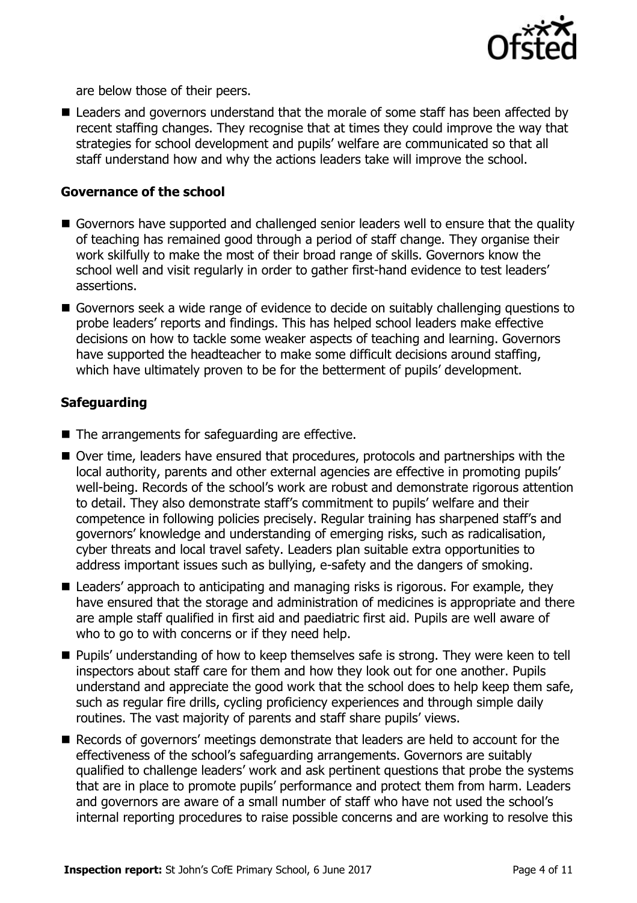are below those of their peers.

- Leaders and governors understand that the morale of some staff has been affected by recent staffing changes. They recognise that at times they could improve the way that strategies for school development and pupils' welfare are communicated so that all staff understand how and why the actions leaders take will improve the school.

### Governance of the school

- Governors have supported and challenged senior leaders well to ensure that the quality of teaching has remained good through a period of staff change. They organise their work skilfully to make the most of their broad range of skills. Governors know the school well and visit regularly in order to gather first-hand evidence to test leaders' assertions.
- Governors seek a wide range of evidence to decide on suitably challenging questions to probe leaders' reports and findings. This has helped school leaders make effective decisions on how to tackle some weaker aspects of teaching and learning. Governors have supported the headteacher to make some difficult decisions around staffing, which have ultimately proven to be for the betterment of pupils' development.

### Safeguarding

- The arrangements for safeguarding are effective.
- Over time, leaders have ensured that procedures, protocols and partnerships with the local authority, parents and other external agencies are effective in promoting pupils' well-being. Records of the school's work are robust and demonstrate rigorous attention to detail. They also demonstrate staff's commitment to pupils' welfare and their competence in following policies precisely. Regular training has sharpened staff's and governors' knowledge and understanding of emerging risks, such as radicalisation, cyber threats and local travel safety. Leaders plan suitable extra opportunities to address important issues such as bullying, e-safety and the dangers of smoking.
- Leaders' approach to anticipating and managing risks is rigorous. For example, they have ensured that the storage and administration of medicines is appropriate and there are ample staff qualified in first aid and paediatric first aid. Pupils are well aware of who to go to with concerns or if they need help.
- Pupils' understanding of how to keep themselves safe is strong. They were keen to tell inspectors about staff care for them and how they look out for one another. Pupils understand and appreciate the good work that the school does to help keep them safe, such as regular fire drills, cycling proficiency experiences and through simple daily routines. The vast majority of parents and staff share pupils' views.
- Records of governors' meetings demonstrate that leaders are held to account for the effectiveness of the school's safeguarding arrangements. Governors are suitably qualified to challenge leaders' work and ask pertinent questions that probe the systems that are in place to promote pupils' performance and protect them from harm. Leaders and governors are aware of a small number of staff who have not used the school's internal reporting procedures to raise possible concerns and are working to resolve this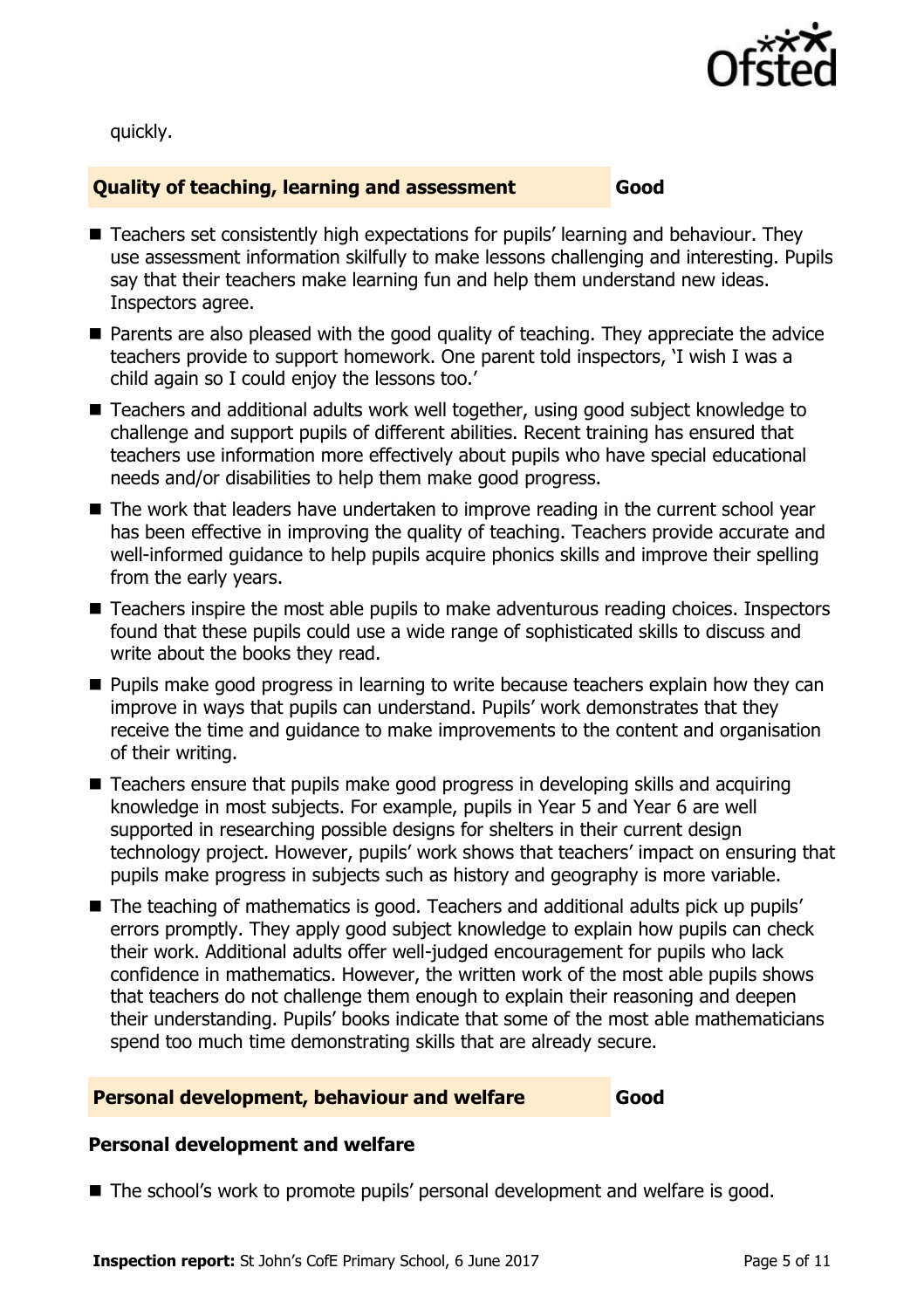quickly.

## Quality of teaching, learning and assessment — Good

- Teachers set consistently high expectations for pupils' learning and behaviour. They use assessment information skilfully to make lessons challenging and interesting. Pupils say that their teachers make learning fun and help them understand new ideas. Inspectors agree.
- Parents are also pleased with the good quality of teaching. They appreciate the advice teachers provide to support homework. One parent told inspectors, 'I wish I was a child again so I could enjoy the lessons too.'
- Teachers and additional adults work well together, using good subject knowledge to challenge and support pupils of different abilities. Recent training has ensured that teachers use information more effectively about pupils who have special educational needs and/or disabilities to help them make good progress.
- The work that leaders have undertaken to improve reading in the current school year has been effective in improving the quality of teaching. Teachers provide accurate and well-informed guidance to help pupils acquire phonics skills and improve their spelling from the early years.
- Teachers inspire the most able pupils to make adventurous reading choices. Inspectors found that these pupils could use a wide range of sophisticated skills to discuss and write about the books they read.
- Pupils make good progress in learning to write because teachers explain how they can improve in ways that pupils can understand. Pupils' work demonstrates that they receive the time and guidance to make improvements to the content and organisation of their writing.
- Teachers ensure that pupils make good progress in developing skills and acquiring knowledge in most subjects. For example, pupils in Year 5 and Year 6 are well supported in researching possible designs for shelters in their current design technology project. However, pupils' work shows that teachers' impact on ensuring that pupils make progress in subjects such as history and geography is more variable.
- The teaching of mathematics is good. Teachers and additional adults pick up pupils' errors promptly. They apply good subject knowledge to explain how pupils can check their work. Additional adults offer well-judged encouragement for pupils who lack confidence in mathematics. However, the written work of the most able pupils shows that teachers do not challenge them enough to explain their reasoning and deepen their understanding. Pupils' books indicate that some of the most able mathematicians spend too much time demonstrating skills that are already secure.

## Personal development, behaviour and welfare — Good

### Personal development and welfare

- The school's work to promote pupils' personal development and welfare is good.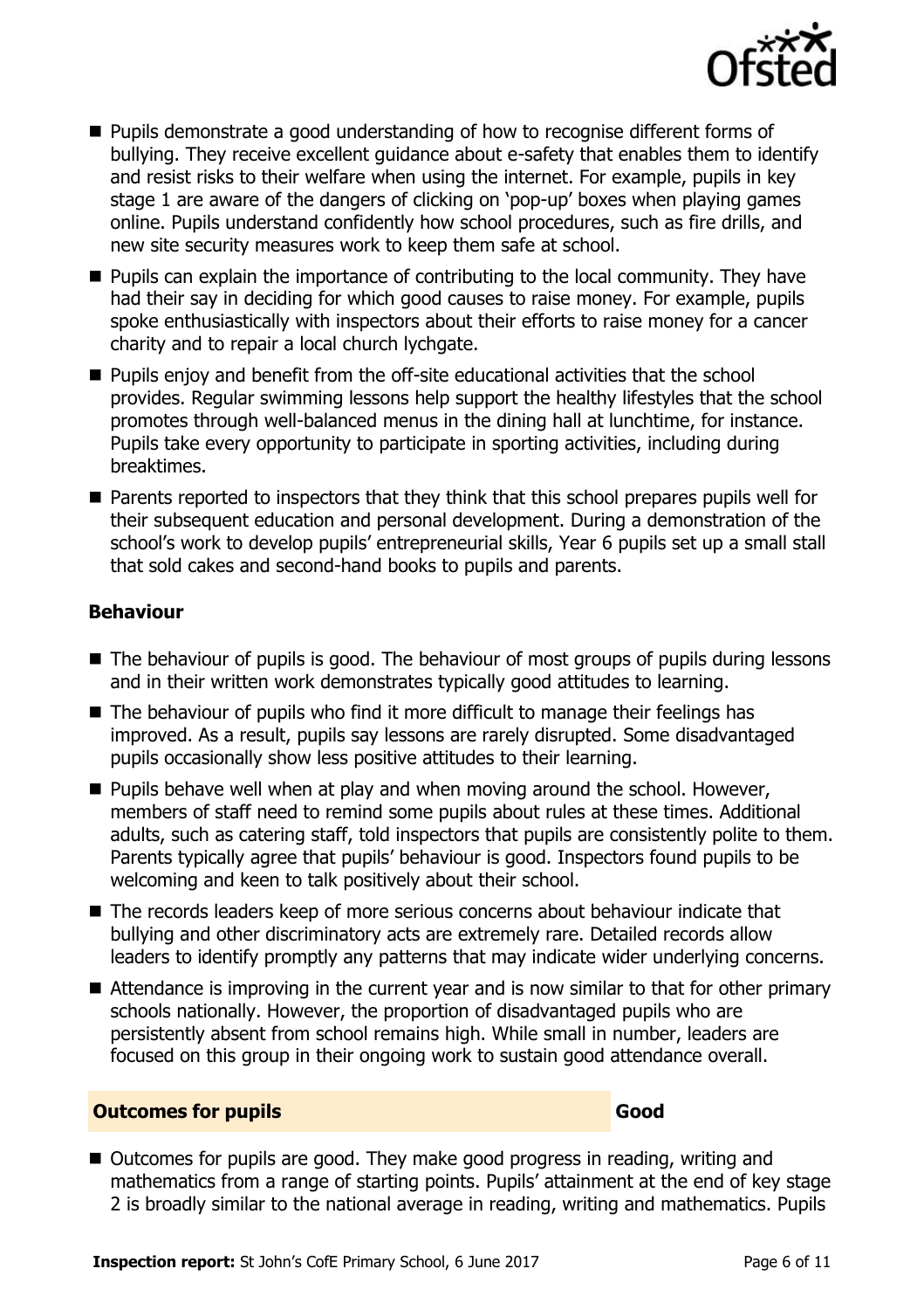- Pupils demonstrate a good understanding of how to recognise different forms of bullying. They receive excellent guidance about e-safety that enables them to identify and resist risks to their welfare when using the internet. For example, pupils in key stage 1 are aware of the dangers of clicking on 'pop-up' boxes when playing games online. Pupils understand confidently how school procedures, such as fire drills, and new site security measures work to keep them safe at school.
- Pupils can explain the importance of contributing to the local community. They have had their say in deciding for which good causes to raise money. For example, pupils spoke enthusiastically with inspectors about their efforts to raise money for a cancer charity and to repair a local church lychgate.
- Pupils enjoy and benefit from the off-site educational activities that the school provides. Regular swimming lessons help support the healthy lifestyles that the school promotes through well-balanced menus in the dining hall at lunchtime, for instance. Pupils take every opportunity to participate in sporting activities, including during breaktimes.
- Parents reported to inspectors that they think that this school prepares pupils well for their subsequent education and personal development. During a demonstration of the school's work to develop pupils' entrepreneurial skills, Year 6 pupils set up a small stall that sold cakes and second-hand books to pupils and parents.

### Behaviour

- The behaviour of pupils is good. The behaviour of most groups of pupils during lessons and in their written work demonstrates typically good attitudes to learning.
- The behaviour of pupils who find it more difficult to manage their feelings has improved. As a result, pupils say lessons are rarely disrupted. Some disadvantaged pupils occasionally show less positive attitudes to their learning.
- Pupils behave well when at play and when moving around the school. However, members of staff need to remind some pupils about rules at these times. Additional adults, such as catering staff, told inspectors that pupils are consistently polite to them. Parents typically agree that pupils' behaviour is good. Inspectors found pupils to be welcoming and keen to talk positively about their school.
- The records leaders keep of more serious concerns about behaviour indicate that bullying and other discriminatory acts are extremely rare. Detailed records allow leaders to identify promptly any patterns that may indicate wider underlying concerns.
- Attendance is improving in the current year and is now similar to that for other primary schools nationally. However, the proportion of disadvantaged pupils who are persistently absent from school remains high. While small in number, leaders are focused on this group in their ongoing work to sustain good attendance overall.

## Outcomes for pupils — Good

- Outcomes for pupils are good. They make good progress in reading, writing and mathematics from a range of starting points. Pupils' attainment at the end of key stage 2 is broadly similar to the national average in reading, writing and mathematics. Pupils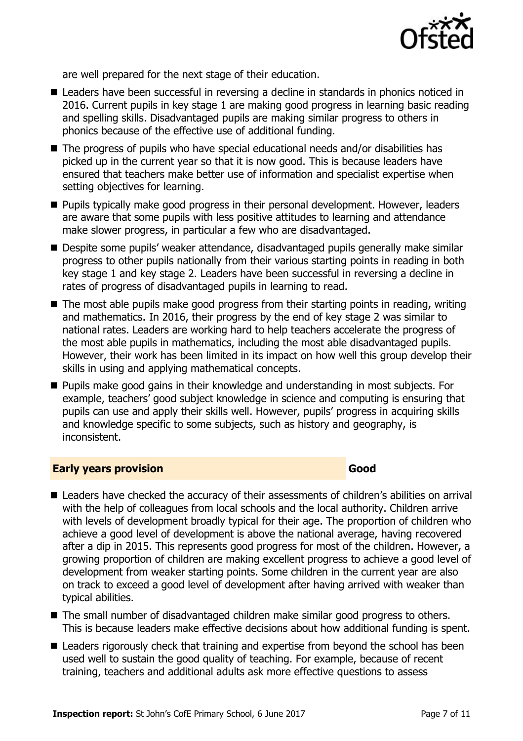are well prepared for the next stage of their education.

- Leaders have been successful in reversing a decline in standards in phonics noticed in 2016. Current pupils in key stage 1 are making good progress in learning basic reading and spelling skills. Disadvantaged pupils are making similar progress to others in phonics because of the effective use of additional funding.
- The progress of pupils who have special educational needs and/or disabilities has picked up in the current year so that it is now good. This is because leaders have ensured that teachers make better use of information and specialist expertise when setting objectives for learning.
- Pupils typically make good progress in their personal development. However, leaders are aware that some pupils with less positive attitudes to learning and attendance make slower progress, in particular a few who are disadvantaged.
- Despite some pupils' weaker attendance, disadvantaged pupils generally make similar progress to other pupils nationally from their various starting points in reading in both key stage 1 and key stage 2. Leaders have been successful in reversing a decline in rates of progress of disadvantaged pupils in learning to read.
- The most able pupils make good progress from their starting points in reading, writing and mathematics. In 2016, their progress by the end of key stage 2 was similar to national rates. Leaders are working hard to help teachers accelerate the progress of the most able pupils in mathematics, including the most able disadvantaged pupils. However, their work has been limited in its impact on how well this group develop their skills in using and applying mathematical concepts.
- Pupils make good gains in their knowledge and understanding in most subjects. For example, teachers' good subject knowledge in science and computing is ensuring that pupils can use and apply their skills well. However, pupils' progress in acquiring skills and knowledge specific to some subjects, such as history and geography, is inconsistent.

## Early years provision — Good

- Leaders have checked the accuracy of their assessments of children's abilities on arrival with the help of colleagues from local schools and the local authority. Children arrive with levels of development broadly typical for their age. The proportion of children who achieve a good level of development is above the national average, having recovered after a dip in 2015. This represents good progress for most of the children. However, a growing proportion of children are making excellent progress to achieve a good level of development from weaker starting points. Some children in the current year are also on track to exceed a good level of development after having arrived with weaker than typical abilities.
- The small number of disadvantaged children make similar good progress to others. This is because leaders make effective decisions about how additional funding is spent.
- Leaders rigorously check that training and expertise from beyond the school has been used well to sustain the good quality of teaching. For example, because of recent training, teachers and additional adults ask more effective questions to assess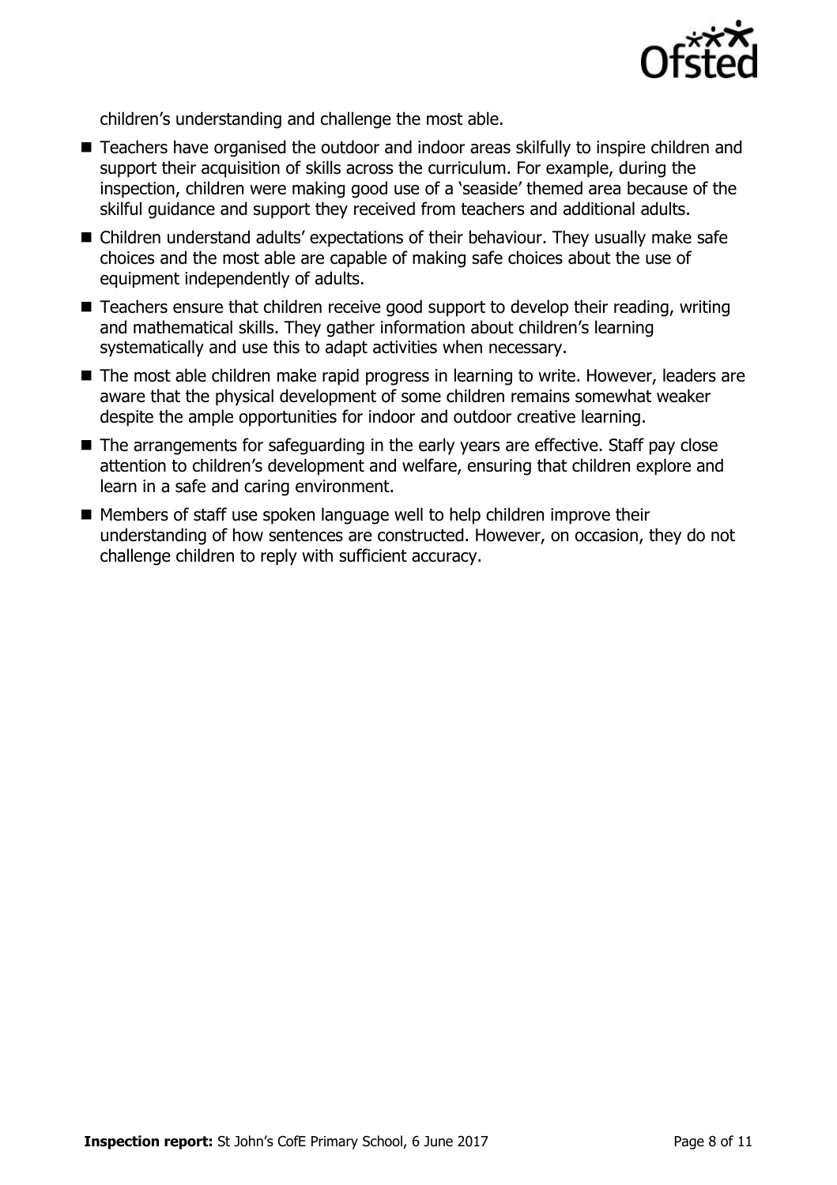children's understanding and challenge the most able.

- Teachers have organised the outdoor and indoor areas skilfully to inspire children and support their acquisition of skills across the curriculum. For example, during the inspection, children were making good use of a 'seaside' themed area because of the skilful guidance and support they received from teachers and additional adults.
- Children understand adults' expectations of their behaviour. They usually make safe choices and the most able are capable of making safe choices about the use of equipment independently of adults.
- Teachers ensure that children receive good support to develop their reading, writing and mathematical skills. They gather information about children's learning systematically and use this to adapt activities when necessary.
- The most able children make rapid progress in learning to write. However, leaders are aware that the physical development of some children remains somewhat weaker despite the ample opportunities for indoor and outdoor creative learning.
- The arrangements for safeguarding in the early years are effective. Staff pay close attention to children's development and welfare, ensuring that children explore and learn in a safe and caring environment.
- Members of staff use spoken language well to help children improve their understanding of how sentences are constructed. However, on occasion, they do not challenge children to reply with sufficient accuracy.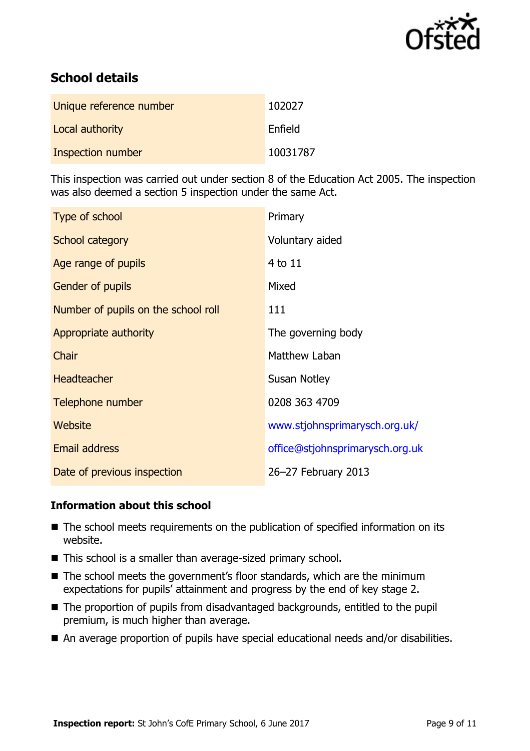## School details

| | |
|---|---|
| Unique reference number | 102027 |
| Local authority | Enfield |
| Inspection number | 10031787 |

This inspection was carried out under section 8 of the Education Act 2005. The inspection was also deemed a section 5 inspection under the same Act.

| | |
|---|---|
| Type of school | Primary |
| School category | Voluntary aided |
| Age range of pupils | 4 to 11 |
| Gender of pupils | Mixed |
| Number of pupils on the school roll | 111 |
| Appropriate authority | The governing body |
| Chair | Matthew Laban |
| Headteacher | Susan Notley |
| Telephone number | 0208 363 4709 |
| Website | www.stjohnsprimarysch.org.uk/ |
| Email address | office@stjohnsprimarysch.org.uk |
| Date of previous inspection | 26–27 February 2013 |

### Information about this school

- The school meets requirements on the publication of specified information on its website.
- This school is a smaller than average-sized primary school.
- The school meets the government's floor standards, which are the minimum expectations for pupils' attainment and progress by the end of key stage 2.
- The proportion of pupils from disadvantaged backgrounds, entitled to the pupil premium, is much higher than average.
- An average proportion of pupils have special educational needs and/or disabilities.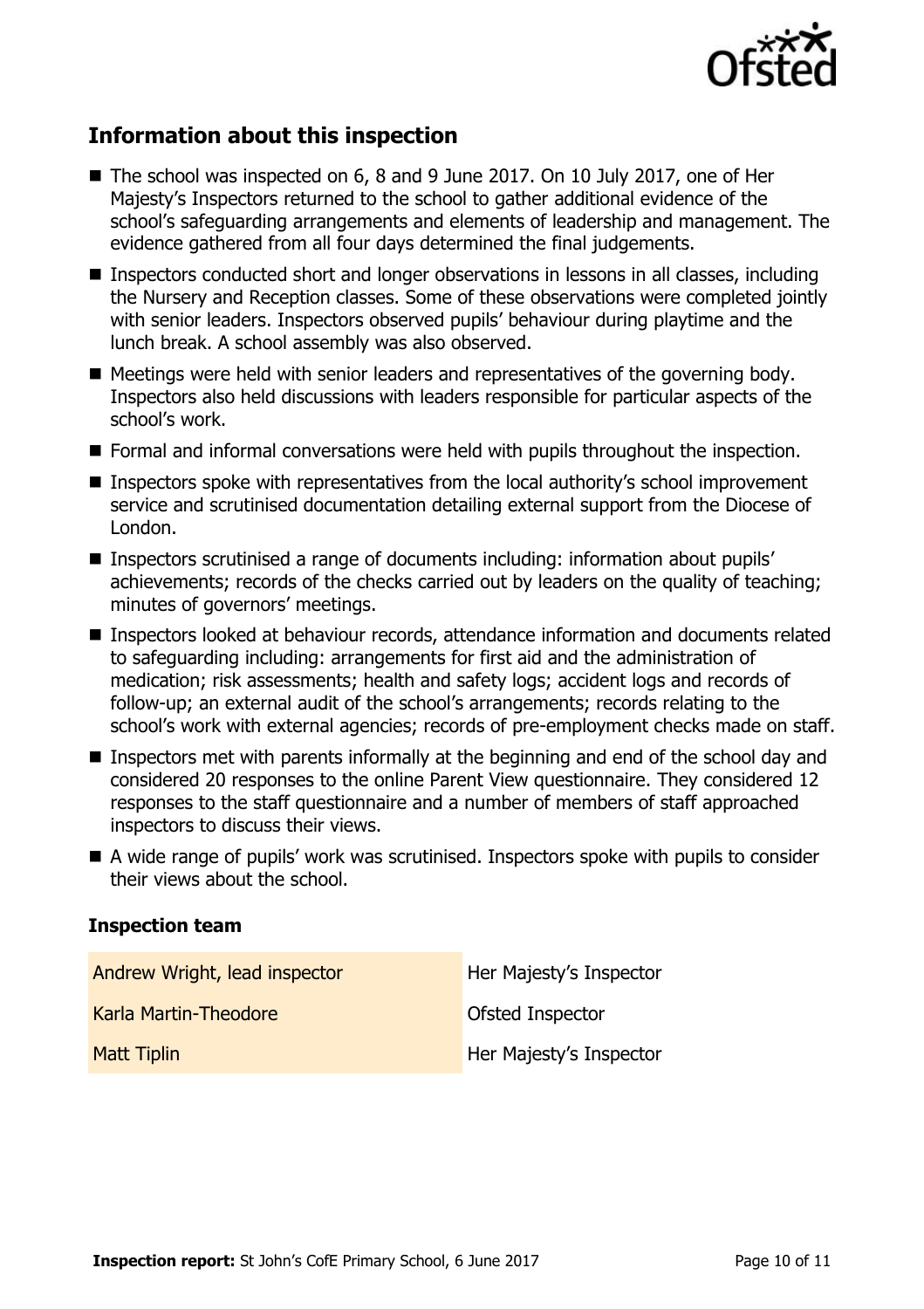## Information about this inspection

- The school was inspected on 6, 8 and 9 June 2017. On 10 July 2017, one of Her Majesty's Inspectors returned to the school to gather additional evidence of the school's safeguarding arrangements and elements of leadership and management. The evidence gathered from all four days determined the final judgements.
- Inspectors conducted short and longer observations in lessons in all classes, including the Nursery and Reception classes. Some of these observations were completed jointly with senior leaders. Inspectors observed pupils' behaviour during playtime and the lunch break. A school assembly was also observed.
- Meetings were held with senior leaders and representatives of the governing body. Inspectors also held discussions with leaders responsible for particular aspects of the school's work.
- Formal and informal conversations were held with pupils throughout the inspection.
- Inspectors spoke with representatives from the local authority's school improvement service and scrutinised documentation detailing external support from the Diocese of London.
- Inspectors scrutinised a range of documents including: information about pupils' achievements; records of the checks carried out by leaders on the quality of teaching; minutes of governors' meetings.
- Inspectors looked at behaviour records, attendance information and documents related to safeguarding including: arrangements for first aid and the administration of medication; risk assessments; health and safety logs; accident logs and records of follow-up; an external audit of the school's arrangements; records relating to the school's work with external agencies; records of pre-employment checks made on staff.
- Inspectors met with parents informally at the beginning and end of the school day and considered 20 responses to the online Parent View questionnaire. They considered 12 responses to the staff questionnaire and a number of members of staff approached inspectors to discuss their views.
- A wide range of pupils' work was scrutinised. Inspectors spoke with pupils to consider their views about the school.

### Inspection team

| | |
|---|---|
| Andrew Wright, lead inspector | Her Majesty's Inspector |
| Karla Martin-Theodore | Ofsted Inspector |
| Matt Tiplin | Her Majesty's Inspector |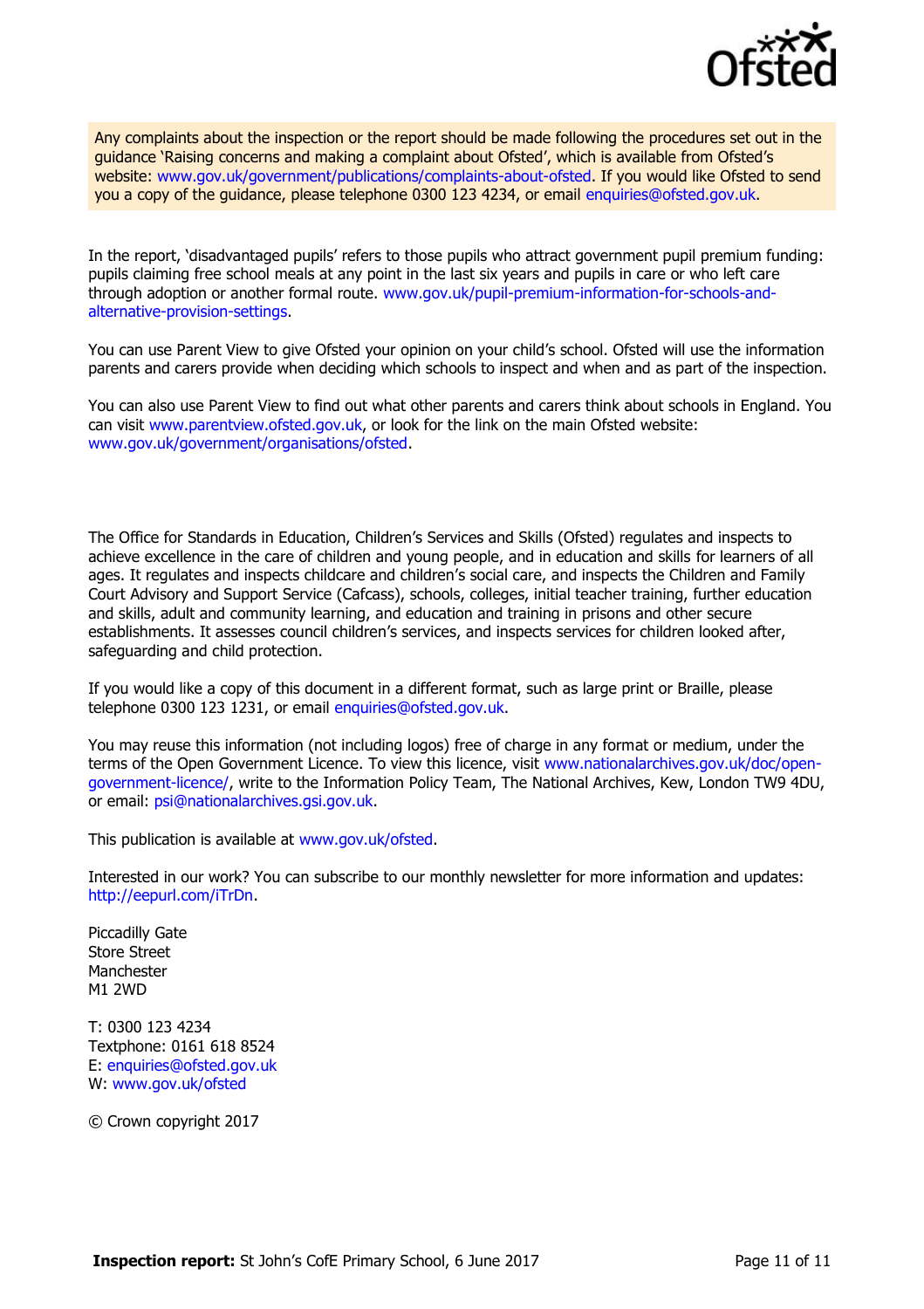Any complaints about the inspection or the report should be made following the procedures set out in the guidance 'Raising concerns and making a complaint about Ofsted', which is available from Ofsted's website: www.gov.uk/government/publications/complaints-about-ofsted. If you would like Ofsted to send you a copy of the guidance, please telephone 0300 123 4234, or email enquiries@ofsted.gov.uk.

In the report, 'disadvantaged pupils' refers to those pupils who attract government pupil premium funding: pupils claiming free school meals at any point in the last six years and pupils in care or who left care through adoption or another formal route. www.gov.uk/pupil-premium-information-for-schools-and-alternative-provision-settings.

You can use Parent View to give Ofsted your opinion on your child's school. Ofsted will use the information parents and carers provide when deciding which schools to inspect and when and as part of the inspection.

You can also use Parent View to find out what other parents and carers think about schools in England. You can visit www.parentview.ofsted.gov.uk, or look for the link on the main Ofsted website: www.gov.uk/government/organisations/ofsted.

The Office for Standards in Education, Children's Services and Skills (Ofsted) regulates and inspects to achieve excellence in the care of children and young people, and in education and skills for learners of all ages. It regulates and inspects childcare and children's social care, and inspects the Children and Family Court Advisory and Support Service (Cafcass), schools, colleges, initial teacher training, further education and skills, adult and community learning, and education and training in prisons and other secure establishments. It assesses council children's services, and inspects services for children looked after, safeguarding and child protection.

If you would like a copy of this document in a different format, such as large print or Braille, please telephone 0300 123 1231, or email enquiries@ofsted.gov.uk.

You may reuse this information (not including logos) free of charge in any format or medium, under the terms of the Open Government Licence. To view this licence, visit www.nationalarchives.gov.uk/doc/open-government-licence/, write to the Information Policy Team, The National Archives, Kew, London TW9 4DU, or email: psi@nationalarchives.gsi.gov.uk.

This publication is available at www.gov.uk/ofsted.

Interested in our work? You can subscribe to our monthly newsletter for more information and updates: http://eepurl.com/iTrDn.

Piccadilly Gate
Store Street
Manchester
M1 2WD

T: 0300 123 4234
Textphone: 0161 618 8524
E: enquiries@ofsted.gov.uk
W: www.gov.uk/ofsted

© Crown copyright 2017